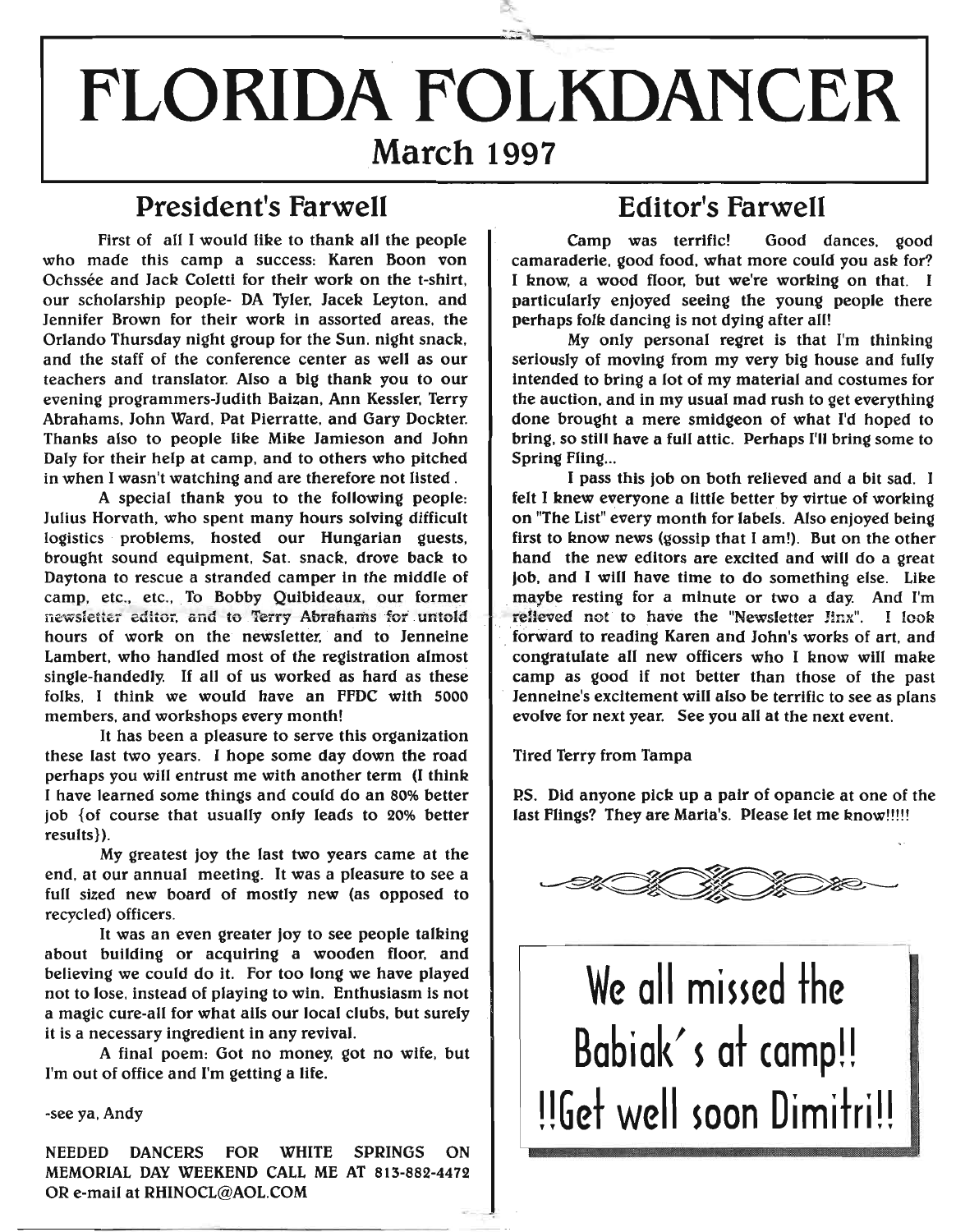# FLORIDA FOLKDANCER

## March 1997

## President's Farwell

First of all I would like to thank all the people who made this camp a success: Karen Boon von Ochssée and Jack Coletti for their work on the t-shirt, our scholarship people- DA Tyler, Jacek Leyton, and Jennifer Brown for their work in assorted areas, the Orlando Thursday night group for the Sun. night snack, and the staff of the conference center as well as our teachers and translator. Also a big thank you to our evening programmers-Judith Baizan, Ann Kessler, Terry Abrahams, John Ward, Pat Pierratte, and Gary Dockter. Thanks also to people like Mike Jamieson and John Daly for their help at camp, and to others who pitched in when I wasn't watching and are therefore not listed.

A special thank you to the following people: Julius Horvath, who spent many hours solving difficult logistics problems, hosted our Hungarian guests, brought sound equipment, Sat. snack, drove back to Daytona to rescue a stranded camper in the middle of camp, etc., etc., To Bobby Quibideaux, our former newsletter editor, and to Terry Abrahams for untold hours of work on the newsletter, and to Jenneine Lambert, who handled most of the registration almost single-handedly. If all of us worked as hard as these folks, I think we would have an FFDC with 5000 members, and workshops every month!

It has been a pleasure to serve this organization these last two years. I hope some day down the road perhaps you will entrust me with another term (I think I have learned some things and could do an 80% better job {of course that usually only leads to 20% better results}).

My greatest joy the last two years came at the end, at our annual meeting. It was a pleasure to see a full sized new board of mostly new (as opposed to recycled) officers.

It was an even greater joy to see people talking about building or acquiring a wooden floor, and believing we could do it. For too long we have played not to lose, instead of playing to win. Enthusiasm is not a magic cure-all for what ails our local clubs, but surely it is a necessary ingredient in any revival.

A final poem: Got no money, got no wife, but I'm out of office and I'm getting a life.

-see ya, Andy

NEEDED DANCERS FOR WHITE SPRINGS ON MEMORIAL DAY WEEKEND CALL ME AT 813-882-4472 OR e-mail at RHINOCL@AOL.COM

## Editor's Farwell

Camp was terrific! Good dances, good camaraderie, good food, what more could you ask for? I know, a wood floor, but we're working on that. I particularly enjoyed seeing the young people there perhaps folk dancing is not dying after all!

My only personal regret is that I'm thinking seriously of moving from my very big house and fully intended to bring a lot of my material and costumes for the auction, and in my usual mad rush to get everything done brought a mere smidgeon of what I'd hoped to bring, so still have a full attic. Perhaps I'll bring some to Spring Fling...

I pass this job on both relieved and a bit sad. I felt I knew everyone a little better by virtue of working on "The List" every month for labels. Also enjoyed being first to know news (gossip that I am!). But on the other hand the new editors are excited and will do a great job, and I will have time to do something else. Like maybe resting for a minute or two a day. And I'm relieved not to have the "Newsletter Jinx". I look forward to reading Karen and John's works of art, and congratulate all new officers who I know will make camp as good if not better than those of the past Jenneine's excitement will also be terrific to see as plans evolve for next year. See you all at the next event.

Tired Terry from Tampa

P.S. Did anyone pick up a pair of opancie at one of the last Flings? They are Maria's. Please let me know!!!!!

We all missed the Babiak's at camp!! !!Get well soon Dimitri!!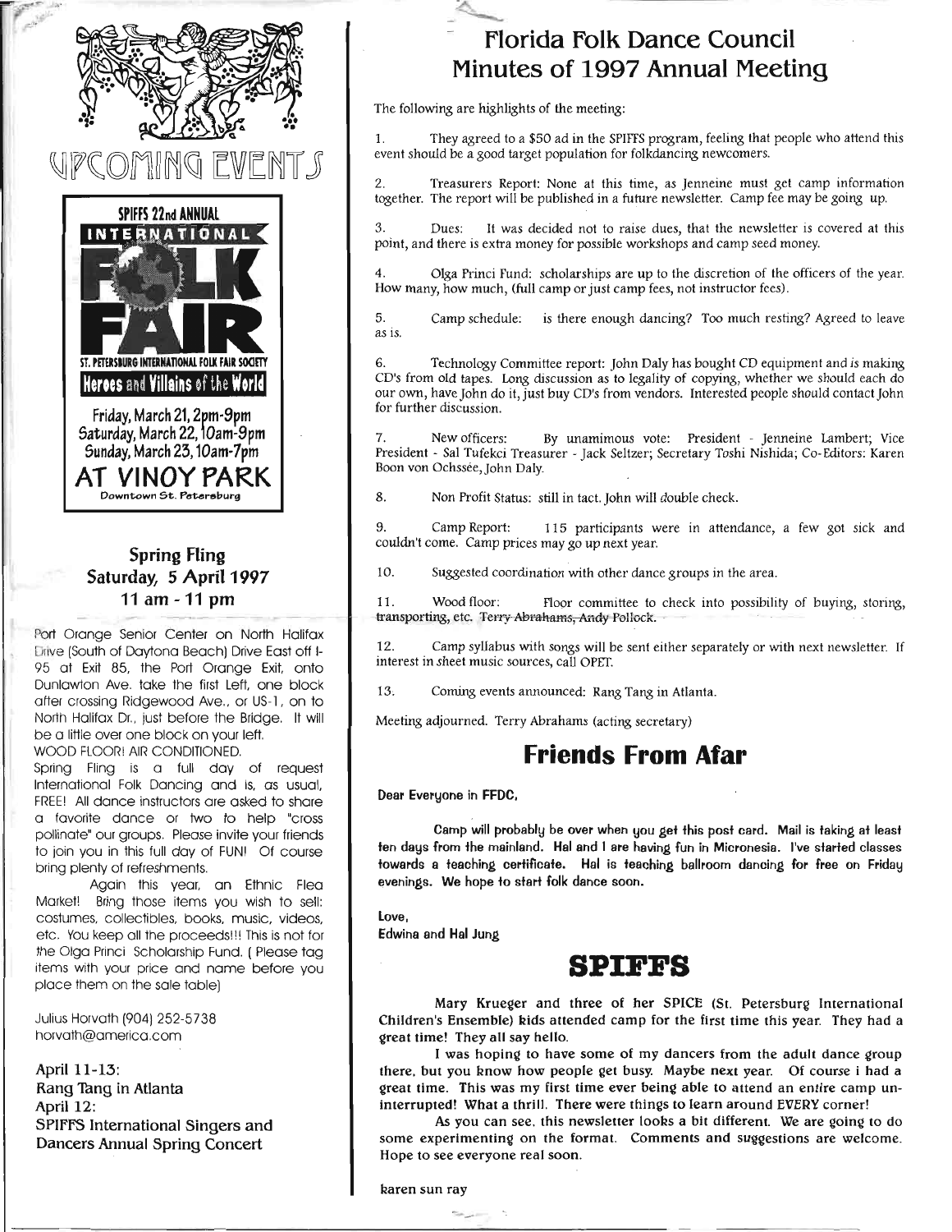# UPCOMING EVENTS

**SPIFFS 22nd ANNUAL INTERNATIONAL FOLK FAIR**

ST. PETERSBURG INTERNATIONAL FOLK FAIR SOCIETY

**Heroes and Villains of the World**

Friday, March 21, 2pm-9pm
Saturday, March 22, 10am-9pm
Sunday, March 23, 10am-7pm

**AT VINOY PARK**

Downtown St. Petersburg

## Spring Fling
### Saturday, 5 April 1997
### 11 am - 11 pm

Port Orange Senior Center on North Halifax Drive (South of Daytona Beach) Drive East off I-95 at Exit 85, the Port Orange Exit, onto Dunlawton Ave. take the first Left, one block after crossing Ridgewood Ave., or US-1, on to North Halifax Dr., just before the Bridge. It will be a little over one block on your left.

WOOD FLOOR! AIR CONDITIONED.

Spring Fling is a full day of request International Folk Dancing and is, as usual, FREE! All dance instructors are asked to share a favorite dance or two to help "cross pollinate" our groups. Please invite your friends to join you in this full day of FUN! Of course bring plenty of refreshments.

Again this year, an Ethnic Flea Market! Bring those items you wish to sell: costumes, collectibles, books, music, videos, etc. You keep all the proceeds!!! This is not for the Olga Princi Scholarship Fund. ( Please tag items with your price and name before you place them on the sale table)

Julius Horvath (904) 252-5738
horvath@america.com

**April 11-13:**
Rang Tang in Atlanta
**April 12:**
SPIFFS International Singers and Dancers Annual Spring Concert

# Florida Folk Dance Council Minutes of 1997 Annual Meeting

The following are highlights of the meeting:

1. They agreed to a $50 ad in the SPIFFS program, feeling that people who attend this event should be a good target population for folkdancing newcomers.

2. Treasurers Report: None at this time, as Jenneine must get camp information together. The report will be published in a future newsletter. Camp fee may be going up.

3. Dues: It was decided not to raise dues, that the newsletter is covered at this point, and there is extra money for possible workshops and camp seed money.

4. Olga Princi Fund: scholarships are up to the discretion of the officers of the year. How many, how much, (full camp or just camp fees, not instructor fees).

5. Camp schedule: is there enough dancing? Too much resting? Agreed to leave as is.

6. Technology Committee report: John Daly has bought CD equipment and is making CD's from old tapes. Long discussion as to legality of copying, whether we should each do our own, have John do it, just buy CD's from vendors. Interested people should contact John for further discussion.

7. New officers: By unamimous vote: President - Jenneine Lambert; Vice President - Sal Tufekci Treasurer - Jack Seltzer; Secretary Toshi Nishida; Co-Editors: Karen Boon von Ochssée, John Daly.

8. Non Profit Status: still in tact. John will double check.

9. Camp Report: 115 participants were in attendance, a few got sick and couldn't come. Camp prices may go up next year.

10. Suggested coordination with other dance groups in the area.

11. Wood floor: Floor committee to check into possibility of buying, storing, transporting, etc. Terry Abrahams, Andy Pollock.

12. Camp syllabus with songs will be sent either separately or with next newsletter. If interest in sheet music sources, call OPET.

13. Coming events announced: Rang Tang in Atlanta.

Meeting adjourned. Terry Abrahams (acting secretary)

# Friends From Afar

**Dear Everyone in FFDC,**

Camp will probably be over when you get this post card. Mail is taking at least ten days from the mainland. Hal and I are having fun in Micronesia. I've started classes towards a teaching certificate. Hal is teaching ballroom dancing for free on Friday evenings. We hope to start folk dance soon.

Love,
Edwina and Hal Jung

# SPIFFS

Mary Krueger and three of her SPICE (St. Petersburg International Children's Ensemble) kids attended camp for the first time this year. They had a great time! They all say hello.

I was hoping to have some of my dancers from the adult dance group there, but you know how people get busy. Maybe next year. Of course i had a great time. This was my first time ever being able to attend an entire camp uninterrupted! What a thrill. There were things to learn around EVERY corner!

As you can see, this newsletter looks a bit different. We are going to do some experimenting on the format. Comments and suggestions are welcome. Hope to see everyone real soon.

karen sun ray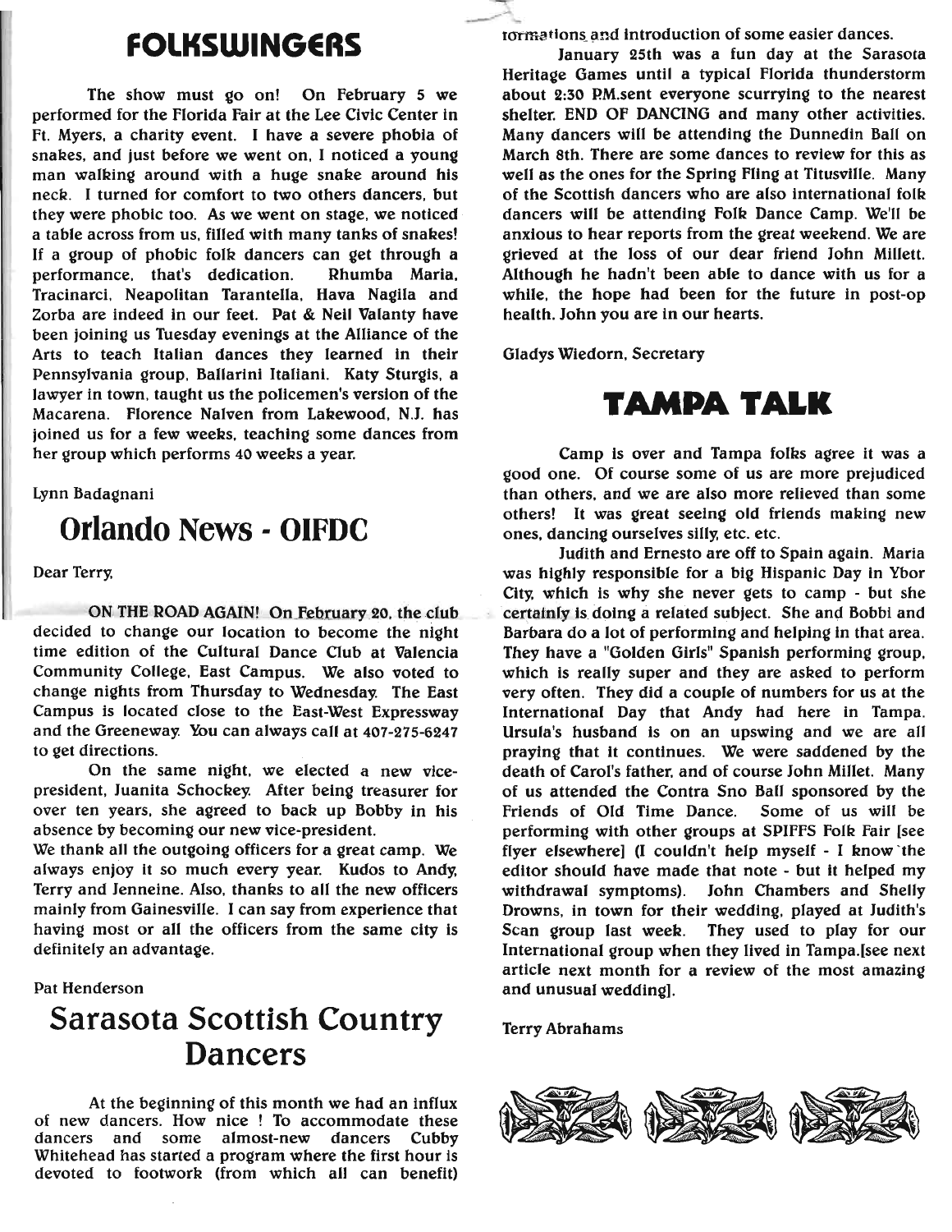## FOLKSWINGERS

The show must go on! On February 5 we performed for the Florida Fair at the Lee Civic Center in Ft. Myers, a charity event. I have a severe phobia of snakes, and just before we went on, I noticed a young man walking around with a huge snake around his neck. I turned for comfort to two others dancers, but they were phobic too. As we went on stage, we noticed a table across from us, filled with many tanks of snakes! If a group of phobic folk dancers can get through a performance, that's dedication. Rhumba Maria, Tracinarci, Neapolitan Tarantella, Hava Nagila and Zorba are indeed in our feet. Pat & Neil Valanty have been joining us Tuesday evenings at the Alliance of the Arts to teach Italian dances they learned in their Pennsylvania group, Ballarini Italiani. Katy Sturgis, a lawyer in town, taught us the policemen's version of the Macarena. Florence Nalven from Lakewood, N.J. has joined us for a few weeks, teaching some dances from her group which performs 40 weeks a year.

Lynn Badagnani

## Orlando News - OIFDC

Dear Terry,

ON THE ROAD AGAIN! On February 20, the club decided to change our location to become the night time edition of the Cultural Dance Club at Valencia Community College, East Campus. We also voted to change nights from Thursday to Wednesday. The East Campus is located close to the East-West Expressway and the Greeneway. You can always call at 407-275-6247 to get directions.

On the same night, we elected a new vice-president, Juanita Schockey. After being treasurer for over ten years, she agreed to back up Bobby in his absence by becoming our new vice-president.

We thank all the outgoing officers for a great camp. We always enjoy it so much every year. Kudos to Andy, Terry and Jenneine. Also, thanks to all the new officers mainly from Gainesville. I can say from experience that having most or all the officers from the same city is definitely an advantage.

Pat Henderson

## Sarasota Scottish Country Dancers

At the beginning of this month we had an influx of new dancers. How nice ! To accommodate these dancers and some almost-new dancers Cubby Whitehead has started a program where the first hour is devoted to footwork (from which all can benefit) formations and introduction of some easier dances.

January 25th was a fun day at the Sarasota Heritage Games until a typical Florida thunderstorm about 2:30 P.M.sent everyone scurrying to the nearest shelter. END OF DANCING and many other activities. Many dancers will be attending the Dunnedin Ball on March 8th. There are some dances to review for this as well as the ones for the Spring Fling at Titusville. Many of the Scottish dancers who are also international folk dancers will be attending Folk Dance Camp. We'll be anxious to hear reports from the great weekend. We are grieved at the loss of our dear friend John Millett. Although he hadn't been able to dance with us for a while, the hope had been for the future in post-op health. John you are in our hearts.

Gladys Wiedorn, Secretary

## TAMPA TALK

Camp is over and Tampa folks agree it was a good one. Of course some of us are more prejudiced than others, and we are also more relieved than some others! It was great seeing old friends making new ones, dancing ourselves silly, etc. etc.

Judith and Ernesto are off to Spain again. Maria was highly responsible for a big Hispanic Day in Ybor City, which is why she never gets to camp - but she certainly is doing a related subject. She and Bobbi and Barbara do a lot of performing and helping in that area. They have a "Golden Girls" Spanish performing group, which is really super and they are asked to perform very often. They did a couple of numbers for us at the International Day that Andy had here in Tampa. Ursula's husband is on an upswing and we are all praying that it continues. We were saddened by the death of Carol's father, and of course John Millet. Many of us attended the Contra Sno Ball sponsored by the Friends of Old Time Dance. Some of us will be performing with other groups at SPIFFS Folk Fair [see flyer elsewhere] (I couldn't help myself - I know the editor should have made that note - but it helped my withdrawal symptoms). John Chambers and Shelly Drowns, in town for their wedding, played at Judith's Scan group last week. They used to play for our International group when they lived in Tampa.[see next article next month for a review of the most amazing and unusual wedding].

Terry Abrahams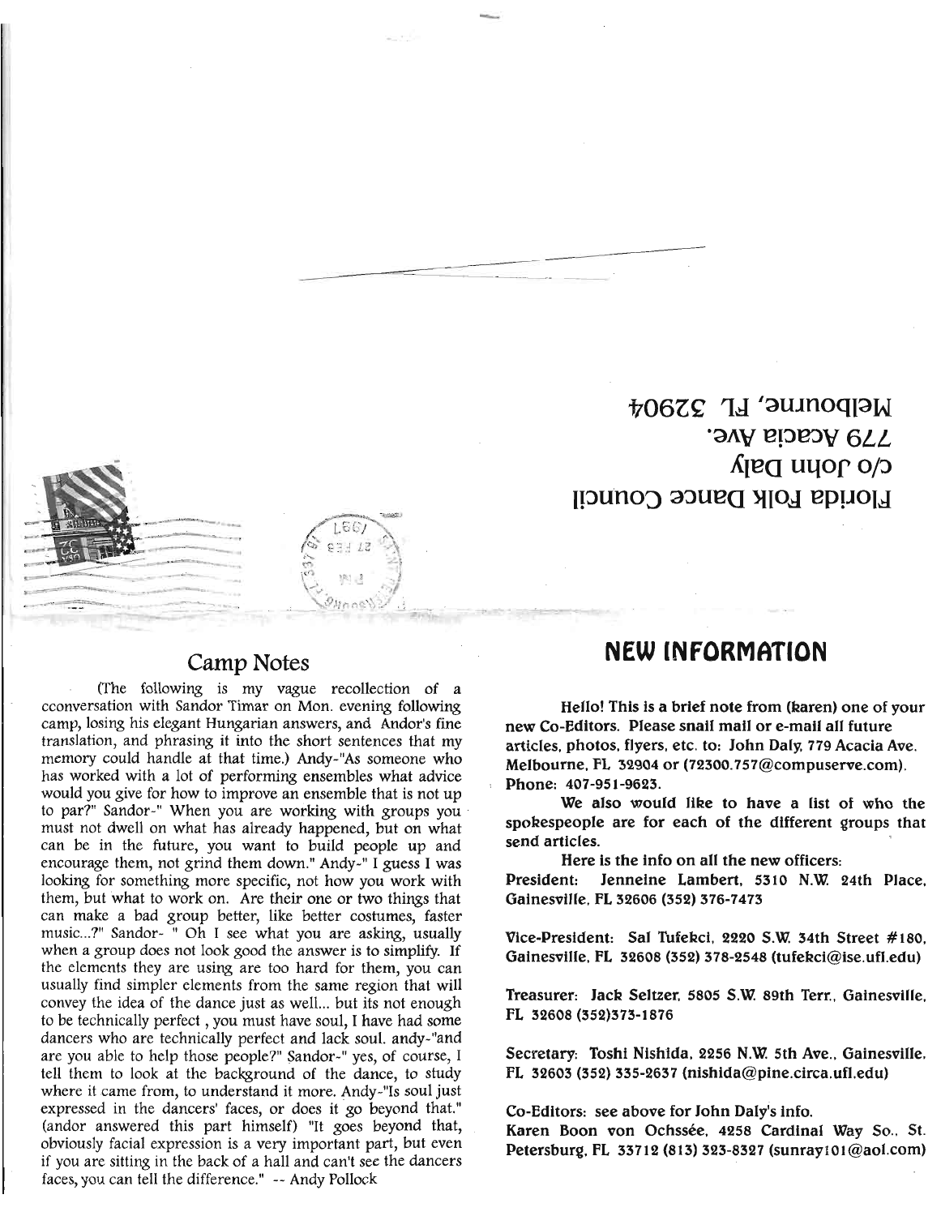Florida Folk Dance Council
c/o John Daly
779 Acacia Ave.
Melbourne, FL 32904

## Camp Notes

(The following is my vague recollection of a cconversation with Sandor Timar on Mon. evening following camp, losing his elegant Hungarian answers, and Andor's fine translation, and phrasing it into the short sentences that my memory could handle at that time.) Andy-"As someone who has worked with a lot of performing ensembles what advice would you give for how to improve an ensemble that is not up to par?" Sandor-" When you are working with groups you must not dwell on what has already happened, but on what can be in the future, you want to build people up and encourage them, not grind them down." Andy-" I guess I was looking for something more specific, not how you work with them, but what to work on. Are their one or two things that can make a bad group better, like better costumes, faster music...?" Sandor- " Oh I see what you are asking, usually when a group does not look good the answer is to simplify. If the elements they are using are too hard for them, you can usually find simpler elements from the same region that will convey the idea of the dance just as well... but its not enough to be technically perfect , you must have soul, I have had some dancers who are technically perfect and lack soul. andy-"and are you able to help those people?" Sandor-" yes, of course, I tell them to look at the background of the dance, to study where it came from, to understand it more. Andy-"Is soul just expressed in the dancers' faces, or does it go beyond that." (andor answered this part himself) "It goes beyond that, obviously facial expression is a very important part, but even if you are sitting in the back of a hall and can't see the dancers faces, you can tell the difference." -- Andy Pollock

## NEW INFORMATION

**Hello! This is a brief note from (karen) one of your new Co-Editors. Please snail mail or e-mail all future articles, photos, flyers, etc. to: John Daly, 779 Acacia Ave. Melbourne, FL 32904 or (72300.757@compuserve.com). Phone: 407-951-9623.**

**We also would like to have a list of who the spokespeople are for each of the different groups that send articles.**

**Here is the info on all the new officers:**

**President: Jenneine Lambert, 5310 N.W. 24th Place, Gainesville, FL 32606 (352) 376-7473**

**Vice-President: Sal Tufekci, 2220 S.W. 34th Street #180, Gainesville, FL 32608 (352) 378-2548 (tufekci@ise.ufl.edu)**

**Treasurer: Jack Seltzer, 5805 S.W. 89th Terr., Gainesville, FL 32608 (352)373-1876**

**Secretary: Toshi Nishida, 2256 N.W. 5th Ave., Gainesville, FL 32603 (352) 335-2637 (nishida@pine.circa.ufl.edu)**

**Co-Editors: see above for John Daly's info.**
**Karen Boon von Ochssée, 4258 Cardinal Way So., St. Petersburg, FL 33712 (813) 323-8327 (sunray101@aol.com)**